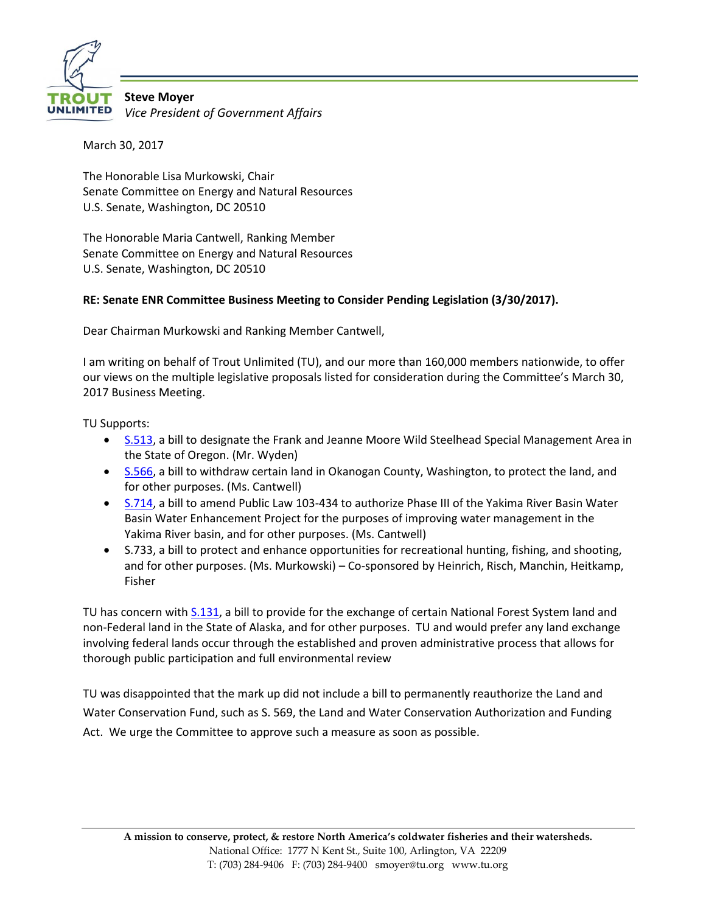**TROUT UNLIMITED**

**Steve Moyer**
*Vice President of Government Affairs*

March 30, 2017

The Honorable Lisa Murkowski, Chair
Senate Committee on Energy and Natural Resources
U.S. Senate, Washington, DC 20510

The Honorable Maria Cantwell, Ranking Member
Senate Committee on Energy and Natural Resources
U.S. Senate, Washington, DC 20510

**RE: Senate ENR Committee Business Meeting to Consider Pending Legislation (3/30/2017).**

Dear Chairman Murkowski and Ranking Member Cantwell,

I am writing on behalf of Trout Unlimited (TU), and our more than 160,000 members nationwide, to offer our views on the multiple legislative proposals listed for consideration during the Committee's March 30, 2017 Business Meeting.

TU Supports:

- S.513, a bill to designate the Frank and Jeanne Moore Wild Steelhead Special Management Area in the State of Oregon. (Mr. Wyden)
- S.566, a bill to withdraw certain land in Okanogan County, Washington, to protect the land, and for other purposes. (Ms. Cantwell)
- S.714, a bill to amend Public Law 103-434 to authorize Phase III of the Yakima River Basin Water Basin Water Enhancement Project for the purposes of improving water management in the Yakima River basin, and for other purposes. (Ms. Cantwell)
- S.733, a bill to protect and enhance opportunities for recreational hunting, fishing, and shooting, and for other purposes. (Ms. Murkowski) – Co-sponsored by Heinrich, Risch, Manchin, Heitkamp, Fisher

TU has concern with S.131, a bill to provide for the exchange of certain National Forest System land and non-Federal land in the State of Alaska, and for other purposes. TU and would prefer any land exchange involving federal lands occur through the established and proven administrative process that allows for thorough public participation and full environmental review

TU was disappointed that the mark up did not include a bill to permanently reauthorize the Land and Water Conservation Fund, such as S. 569, the Land and Water Conservation Authorization and Funding Act. We urge the Committee to approve such a measure as soon as possible.

**A mission to conserve, protect, & restore North America's coldwater fisheries and their watersheds.**
National Office: 1777 N Kent St., Suite 100, Arlington, VA 22209
T: (703) 284-9406 F: (703) 284-9400 smoyer@tu.org www.tu.org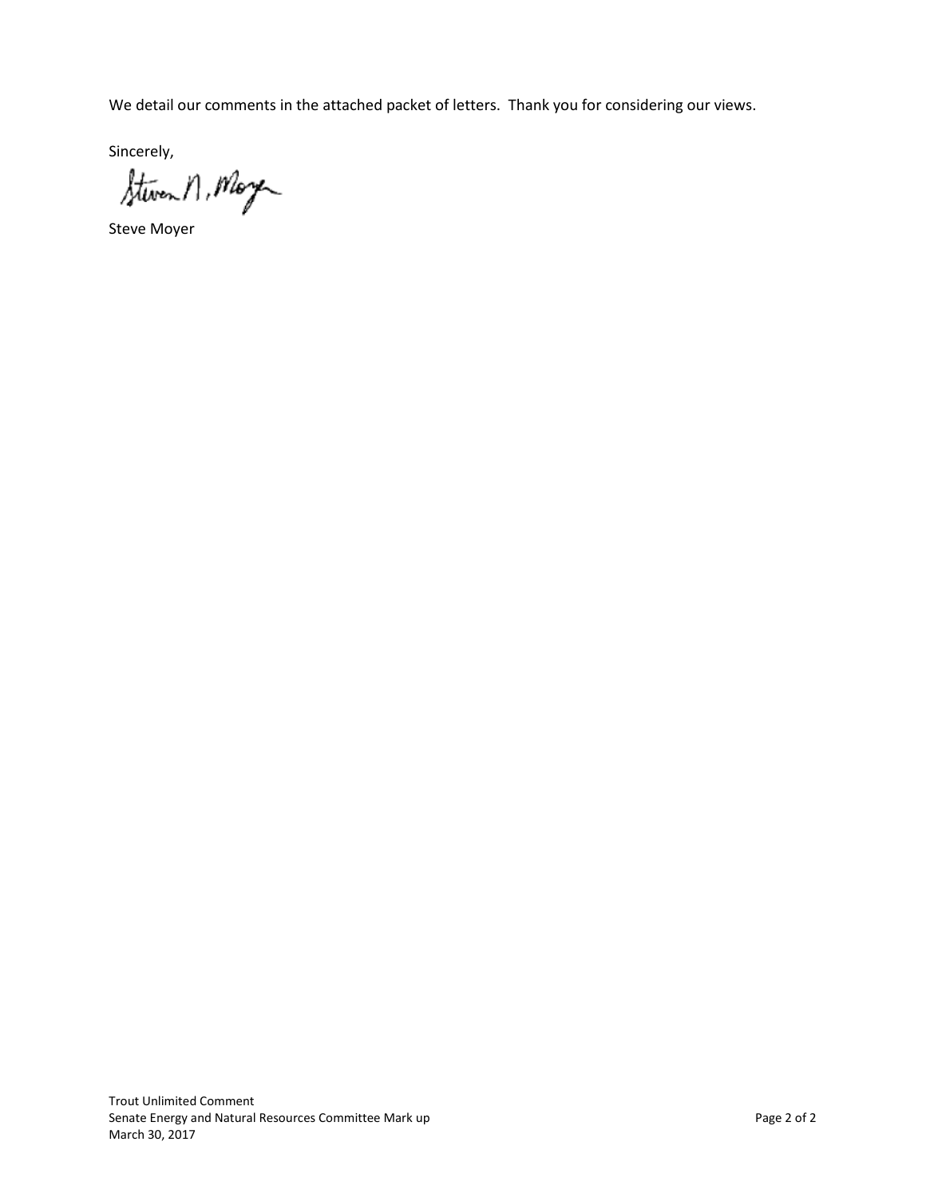We detail our comments in the attached packet of letters. Thank you for considering our views.

Sincerely,

Steve Moyer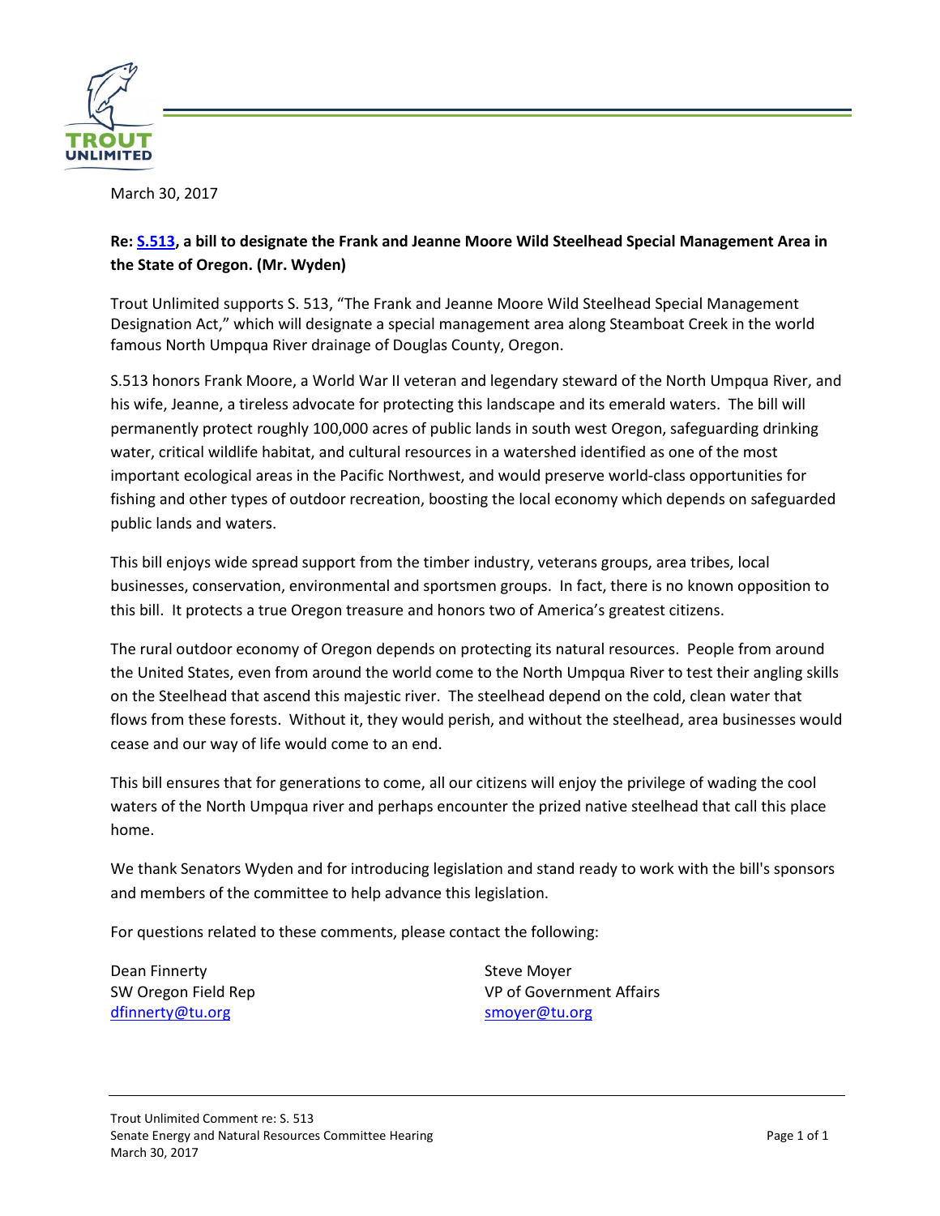March 30, 2017

**Re: S.513, a bill to designate the Frank and Jeanne Moore Wild Steelhead Special Management Area in the State of Oregon. (Mr. Wyden)**

Trout Unlimited supports S. 513, "The Frank and Jeanne Moore Wild Steelhead Special Management Designation Act," which will designate a special management area along Steamboat Creek in the world famous North Umpqua River drainage of Douglas County, Oregon.

S.513 honors Frank Moore, a World War II veteran and legendary steward of the North Umpqua River, and his wife, Jeanne, a tireless advocate for protecting this landscape and its emerald waters. The bill will permanently protect roughly 100,000 acres of public lands in south west Oregon, safeguarding drinking water, critical wildlife habitat, and cultural resources in a watershed identified as one of the most important ecological areas in the Pacific Northwest, and would preserve world-class opportunities for fishing and other types of outdoor recreation, boosting the local economy which depends on safeguarded public lands and waters.

This bill enjoys wide spread support from the timber industry, veterans groups, area tribes, local businesses, conservation, environmental and sportsmen groups. In fact, there is no known opposition to this bill. It protects a true Oregon treasure and honors two of America's greatest citizens.

The rural outdoor economy of Oregon depends on protecting its natural resources. People from around the United States, even from around the world come to the North Umpqua River to test their angling skills on the Steelhead that ascend this majestic river. The steelhead depend on the cold, clean water that flows from these forests. Without it, they would perish, and without the steelhead, area businesses would cease and our way of life would come to an end.

This bill ensures that for generations to come, all our citizens will enjoy the privilege of wading the cool waters of the North Umpqua river and perhaps encounter the prized native steelhead that call this place home.

We thank Senators Wyden and for introducing legislation and stand ready to work with the bill's sponsors and members of the committee to help advance this legislation.

For questions related to these comments, please contact the following:

Dean Finnerty
SW Oregon Field Rep
dfinnerty@tu.org

Steve Moyer
VP of Government Affairs
smoyer@tu.org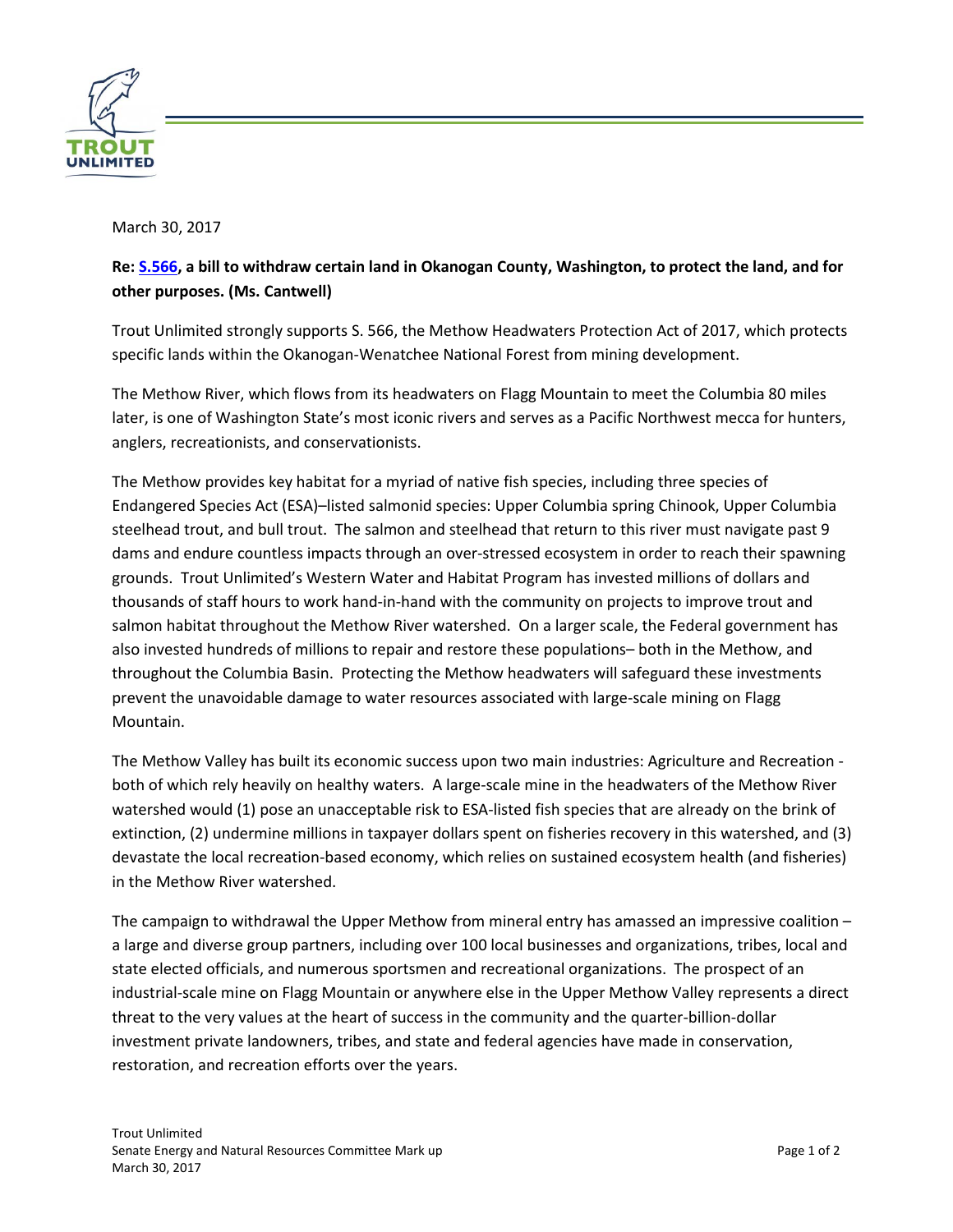March 30, 2017

**Re: [S.566](S.566), a bill to withdraw certain land in Okanogan County, Washington, to protect the land, and for other purposes. (Ms. Cantwell)**

Trout Unlimited strongly supports S. 566, the Methow Headwaters Protection Act of 2017, which protects specific lands within the Okanogan-Wenatchee National Forest from mining development.

The Methow River, which flows from its headwaters on Flagg Mountain to meet the Columbia 80 miles later, is one of Washington State's most iconic rivers and serves as a Pacific Northwest mecca for hunters, anglers, recreationists, and conservationists.

The Methow provides key habitat for a myriad of native fish species, including three species of Endangered Species Act (ESA)–listed salmonid species: Upper Columbia spring Chinook, Upper Columbia steelhead trout, and bull trout. The salmon and steelhead that return to this river must navigate past 9 dams and endure countless impacts through an over-stressed ecosystem in order to reach their spawning grounds. Trout Unlimited's Western Water and Habitat Program has invested millions of dollars and thousands of staff hours to work hand-in-hand with the community on projects to improve trout and salmon habitat throughout the Methow River watershed. On a larger scale, the Federal government has also invested hundreds of millions to repair and restore these populations– both in the Methow, and throughout the Columbia Basin. Protecting the Methow headwaters will safeguard these investments prevent the unavoidable damage to water resources associated with large-scale mining on Flagg Mountain.

The Methow Valley has built its economic success upon two main industries: Agriculture and Recreation - both of which rely heavily on healthy waters. A large-scale mine in the headwaters of the Methow River watershed would (1) pose an unacceptable risk to ESA-listed fish species that are already on the brink of extinction, (2) undermine millions in taxpayer dollars spent on fisheries recovery in this watershed, and (3) devastate the local recreation-based economy, which relies on sustained ecosystem health (and fisheries) in the Methow River watershed.

The campaign to withdrawal the Upper Methow from mineral entry has amassed an impressive coalition – a large and diverse group partners, including over 100 local businesses and organizations, tribes, local and state elected officials, and numerous sportsmen and recreational organizations. The prospect of an industrial-scale mine on Flagg Mountain or anywhere else in the Upper Methow Valley represents a direct threat to the very values at the heart of success in the community and the quarter-billion-dollar investment private landowners, tribes, and state and federal agencies have made in conservation, restoration, and recreation efforts over the years.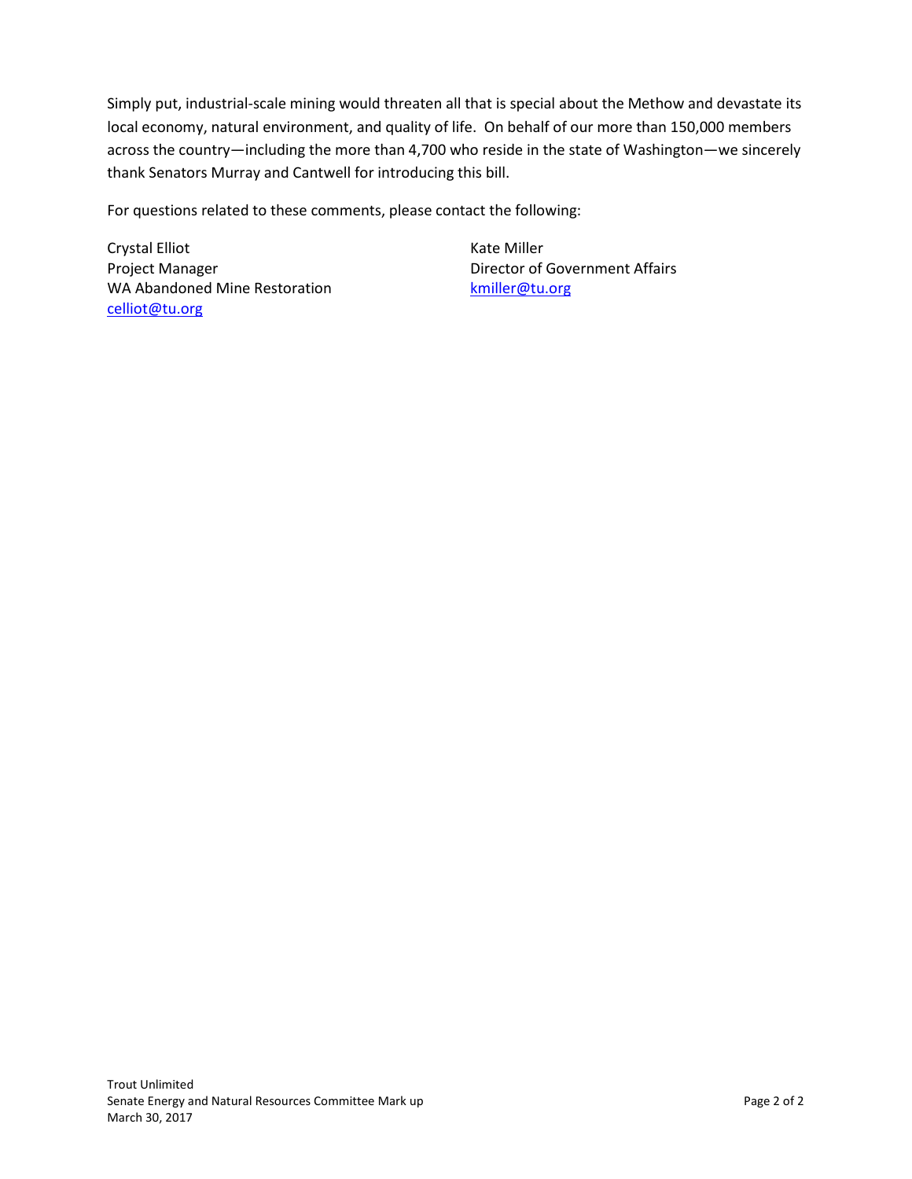Simply put, industrial-scale mining would threaten all that is special about the Methow and devastate its local economy, natural environment, and quality of life. On behalf of our more than 150,000 members across the country—including the more than 4,700 who reside in the state of Washington—we sincerely thank Senators Murray and Cantwell for introducing this bill.

For questions related to these comments, please contact the following:

Crystal Elliot
Project Manager
WA Abandoned Mine Restoration
celliot@tu.org

Kate Miller
Director of Government Affairs
kmiller@tu.org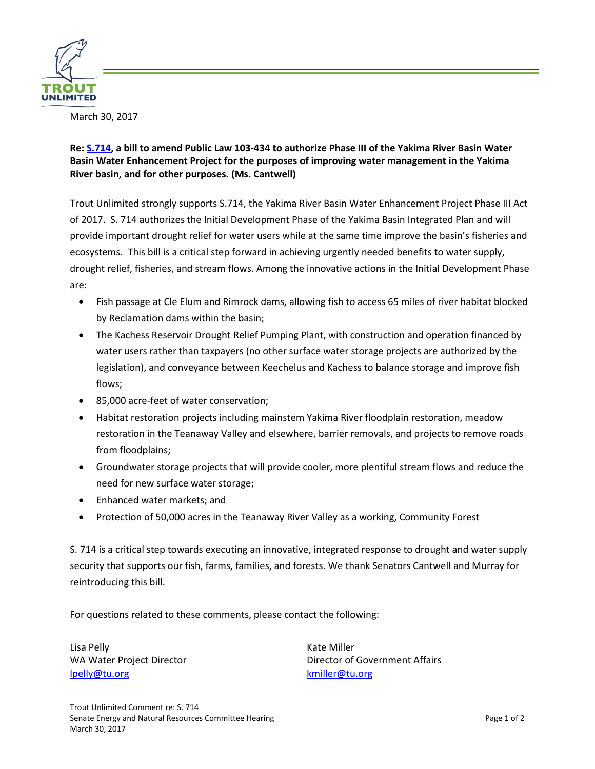March 30, 2017

**Re: S.714, a bill to amend Public Law 103-434 to authorize Phase III of the Yakima River Basin Water Basin Water Enhancement Project for the purposes of improving water management in the Yakima River basin, and for other purposes. (Ms. Cantwell)**

Trout Unlimited strongly supports S.714, the Yakima River Basin Water Enhancement Project Phase III Act of 2017. S. 714 authorizes the Initial Development Phase of the Yakima Basin Integrated Plan and will provide important drought relief for water users while at the same time improve the basin's fisheries and ecosystems. This bill is a critical step forward in achieving urgently needed benefits to water supply, drought relief, fisheries, and stream flows. Among the innovative actions in the Initial Development Phase are:

- Fish passage at Cle Elum and Rimrock dams, allowing fish to access 65 miles of river habitat blocked by Reclamation dams within the basin;
- The Kachess Reservoir Drought Relief Pumping Plant, with construction and operation financed by water users rather than taxpayers (no other surface water storage projects are authorized by the legislation), and conveyance between Keechelus and Kachess to balance storage and improve fish flows;
- 85,000 acre-feet of water conservation;
- Habitat restoration projects including mainstem Yakima River floodplain restoration, meadow restoration in the Teanaway Valley and elsewhere, barrier removals, and projects to remove roads from floodplains;
- Groundwater storage projects that will provide cooler, more plentiful stream flows and reduce the need for new surface water storage;
- Enhanced water markets; and
- Protection of 50,000 acres in the Teanaway River Valley as a working, Community Forest

S. 714 is a critical step towards executing an innovative, integrated response to drought and water supply security that supports our fish, farms, families, and forests. We thank Senators Cantwell and Murray for reintroducing this bill.

For questions related to these comments, please contact the following:

Lisa Pelly
WA Water Project Director
lpelly@tu.org

Kate Miller
Director of Government Affairs
kmiller@tu.org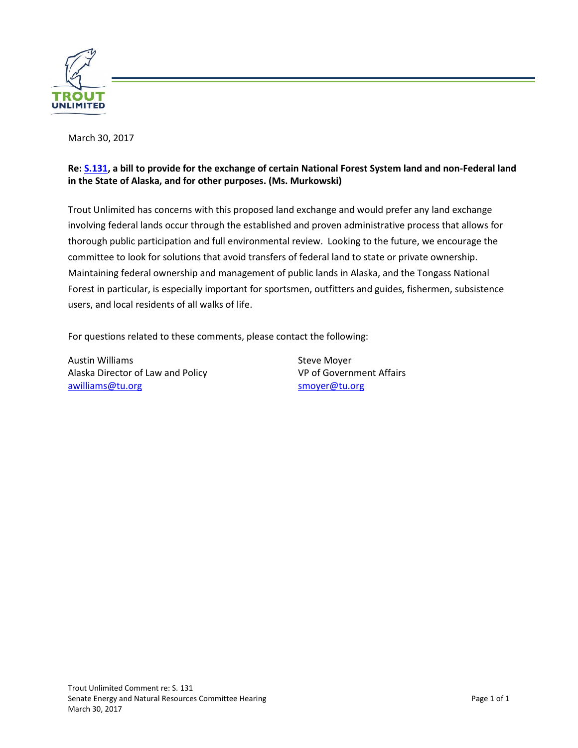March 30, 2017

**Re: S.131, a bill to provide for the exchange of certain National Forest System land and non-Federal land in the State of Alaska, and for other purposes. (Ms. Murkowski)**

Trout Unlimited has concerns with this proposed land exchange and would prefer any land exchange involving federal lands occur through the established and proven administrative process that allows for thorough public participation and full environmental review. Looking to the future, we encourage the committee to look for solutions that avoid transfers of federal land to state or private ownership. Maintaining federal ownership and management of public lands in Alaska, and the Tongass National Forest in particular, is especially important for sportsmen, outfitters and guides, fishermen, subsistence users, and local residents of all walks of life.

For questions related to these comments, please contact the following:

Austin Williams
Alaska Director of Law and Policy
awilliams@tu.org

Steve Moyer
VP of Government Affairs
smoyer@tu.org